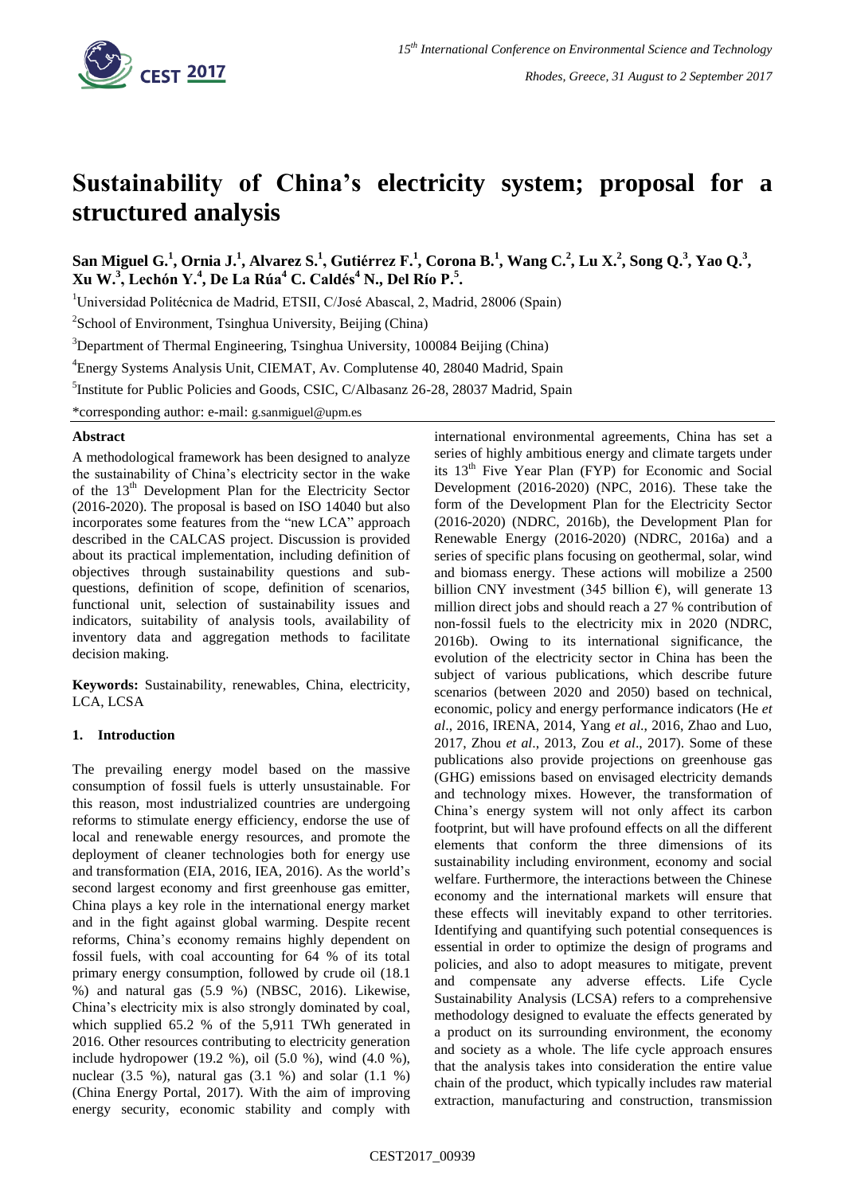# Sustainability of China's electricity system; proposal for a structured analysis

**San Miguel G.[1], Ornia J.[1], Alvarez S.[1], Gutiérrez F.[1], Corona B.[1], Wang C.[2], Lu X.[2], Song Q.[3], Yao Q.[3], Xu W.[3], Lechón Y.[4], De La Rúa[4] C. Caldés[4] N., Del Río P.[5].**

[1]Universidad Politécnica de Madrid, ETSII, C/José Abascal, 2, Madrid, 28006 (Spain)

[2]School of Environment, Tsinghua University, Beijing (China)

[3]Department of Thermal Engineering, Tsinghua University, 100084 Beijing (China)

[4]Energy Systems Analysis Unit, CIEMAT, Av. Complutense 40, 28040 Madrid, Spain

[5]Institute for Public Policies and Goods, CSIC, C/Albasanz 26-28, 28037 Madrid, Spain

*corresponding author: e-mail: g.sanmiguel@upm.es

## Abstract

A methodological framework has been designed to analyze the sustainability of China's electricity sector in the wake of the 13th Development Plan for the Electricity Sector (2016-2020). The proposal is based on ISO 14040 but also incorporates some features from the "new LCA" approach described in the CALCAS project. Discussion is provided about its practical implementation, including definition of objectives through sustainability questions and sub-questions, definition of scope, definition of scenarios, functional unit, selection of sustainability issues and indicators, suitability of analysis tools, availability of inventory data and aggregation methods to facilitate decision making.

**Keywords:** Sustainability, renewables, China, electricity, LCA, LCSA

## 1. Introduction

The prevailing energy model based on the massive consumption of fossil fuels is utterly unsustainable. For this reason, most industrialized countries are undergoing reforms to stimulate energy efficiency, endorse the use of local and renewable energy resources, and promote the deployment of cleaner technologies both for energy use and transformation (EIA, 2016, IEA, 2016). As the world's second largest economy and first greenhouse gas emitter, China plays a key role in the international energy market and in the fight against global warming. Despite recent reforms, China's economy remains highly dependent on fossil fuels, with coal accounting for 64 % of its total primary energy consumption, followed by crude oil (18.1 %) and natural gas (5.9 %) (NBSC, 2016). Likewise, China's electricity mix is also strongly dominated by coal, which supplied 65.2 % of the 5,911 TWh generated in 2016. Other resources contributing to electricity generation include hydropower (19.2 %), oil (5.0 %), wind (4.0 %), nuclear (3.5 %), natural gas (3.1 %) and solar (1.1 %) (China Energy Portal, 2017). With the aim of improving energy security, economic stability and comply with international environmental agreements, China has set a series of highly ambitious energy and climate targets under its 13th Five Year Plan (FYP) for Economic and Social Development (2016-2020) (NPC, 2016). These take the form of the Development Plan for the Electricity Sector (2016-2020) (NDRC, 2016b), the Development Plan for Renewable Energy (2016-2020) (NDRC, 2016a) and a series of specific plans focusing on geothermal, solar, wind and biomass energy. These actions will mobilize a 2500 billion CNY investment (345 billion €), will generate 13 million direct jobs and should reach a 27 % contribution of non-fossil fuels to the electricity mix in 2020 (NDRC, 2016b). Owing to its international significance, the evolution of the electricity sector in China has been the subject of various publications, which describe future scenarios (between 2020 and 2050) based on technical, economic, policy and energy performance indicators (He *et al*., 2016, IRENA, 2014, Yang *et al*., 2016, Zhao and Luo, 2017, Zhou *et al*., 2013, Zou *et al*., 2017). Some of these publications also provide projections on greenhouse gas (GHG) emissions based on envisaged electricity demands and technology mixes. However, the transformation of China's energy system will not only affect its carbon footprint, but will have profound effects on all the different elements that conform the three dimensions of its sustainability including environment, economy and social welfare. Furthermore, the interactions between the Chinese economy and the international markets will ensure that these effects will inevitably expand to other territories. Identifying and quantifying such potential consequences is essential in order to optimize the design of programs and policies, and also to adopt measures to mitigate, prevent and compensate any adverse effects. Life Cycle Sustainability Analysis (LCSA) refers to a comprehensive methodology designed to evaluate the effects generated by a product on its surrounding environment, the economy and society as a whole. The life cycle approach ensures that the analysis takes into consideration the entire value chain of the product, which typically includes raw material extraction, manufacturing and construction, transmission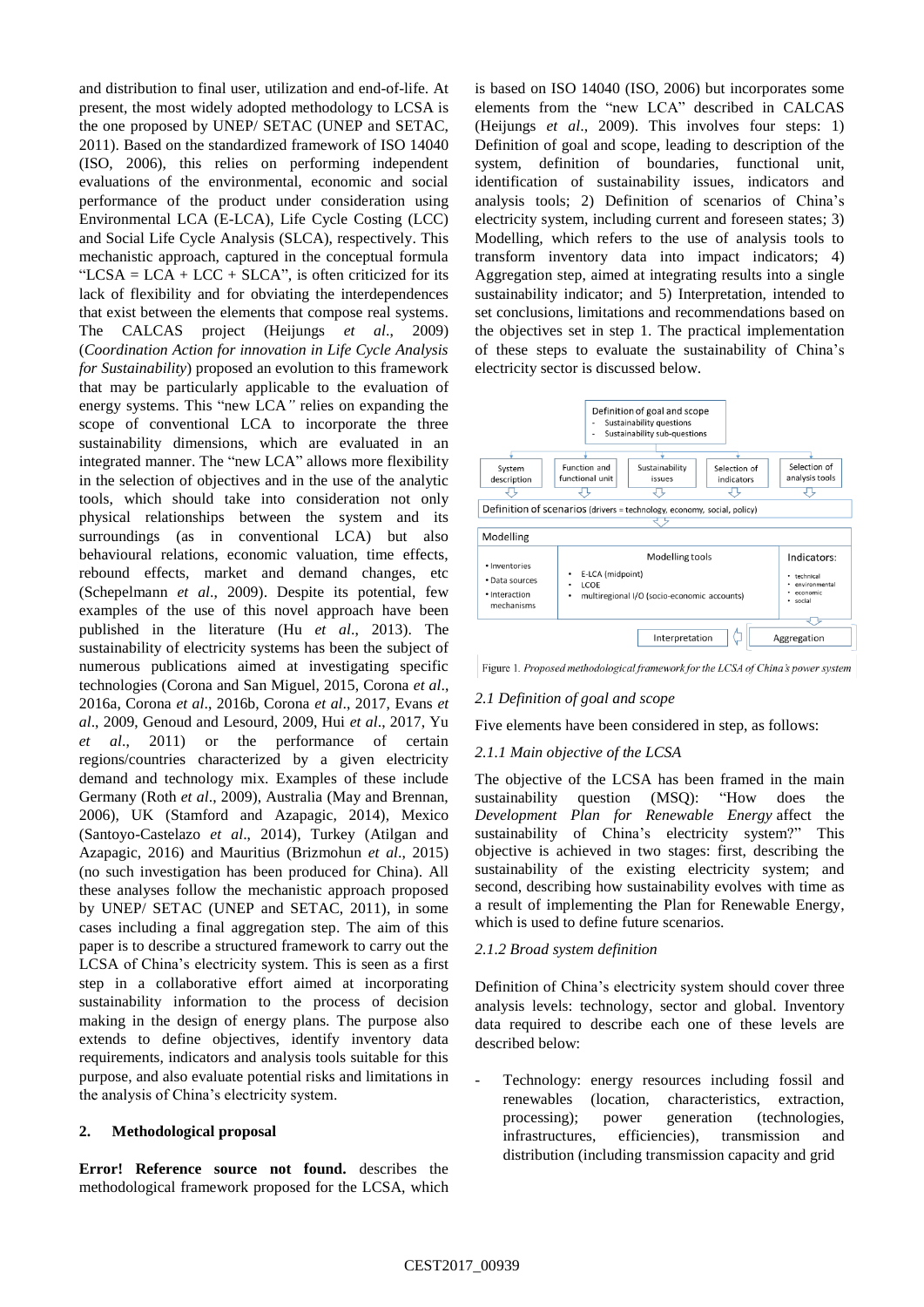and distribution to final user, utilization and end-of-life. At present, the most widely adopted methodology to LCSA is the one proposed by UNEP/ SETAC (UNEP and SETAC, 2011). Based on the standardized framework of ISO 14040 (ISO, 2006), this relies on performing independent evaluations of the environmental, economic and social performance of the product under consideration using Environmental LCA (E-LCA), Life Cycle Costing (LCC) and Social Life Cycle Analysis (SLCA), respectively. This mechanistic approach, captured in the conceptual formula "LCSA = LCA + LCC + SLCA", is often criticized for its lack of flexibility and for obviating the interdependences that exist between the elements that compose real systems. The CALCAS project (Heijungs *et al*., 2009) (*Coordination Action for innovation in Life Cycle Analysis for Sustainability*) proposed an evolution to this framework that may be particularly applicable to the evaluation of energy systems. This "new LCA*"* relies on expanding the scope of conventional LCA to incorporate the three sustainability dimensions, which are evaluated in an integrated manner. The "new LCA" allows more flexibility in the selection of objectives and in the use of the analytic tools, which should take into consideration not only physical relationships between the system and its surroundings (as in conventional LCA) but also behavioural relations, economic valuation, time effects, rebound effects, market and demand changes, etc (Schepelmann *et al*., 2009). Despite its potential, few examples of the use of this novel approach have been published in the literature (Hu *et al*., 2013). The sustainability of electricity systems has been the subject of numerous publications aimed at investigating specific technologies (Corona and San Miguel, 2015, Corona *et al*., 2016a, Corona *et al*., 2016b, Corona *et al*., 2017, Evans *et al*., 2009, Genoud and Lesourd, 2009, Hui *et al*., 2017, Yu *et al*., 2011) or the performance of certain regions/countries characterized by a given electricity demand and technology mix. Examples of these include Germany (Roth *et al*., 2009), Australia (May and Brennan, 2006), UK (Stamford and Azapagic, 2014), Mexico (Santoyo-Castelazo *et al*., 2014), Turkey (Atilgan and Azapagic, 2016) and Mauritius (Brizmohun *et al*., 2015) (no such investigation has been produced for China). All these analyses follow the mechanistic approach proposed by UNEP/ SETAC (UNEP and SETAC, 2011), in some cases including a final aggregation step. The aim of this paper is to describe a structured framework to carry out the LCSA of China's electricity system. This is seen as a first step in a collaborative effort aimed at incorporating sustainability information to the process of decision making in the design of energy plans. The purpose also extends to define objectives, identify inventory data requirements, indicators and analysis tools suitable for this purpose, and also evaluate potential risks and limitations in the analysis of China's electricity system.

## 2. Methodological proposal

**Error! Reference source not found.** describes the methodological framework proposed for the LCSA, which is based on ISO 14040 (ISO, 2006) but incorporates some elements from the "new LCA" described in CALCAS (Heijungs *et al*., 2009). This involves four steps: 1) Definition of goal and scope, leading to description of the system, definition of boundaries, functional unit, identification of sustainability issues, indicators and analysis tools; 2) Definition of scenarios of China's electricity system, including current and foreseen states; 3) Modelling, which refers to the use of analysis tools to transform inventory data into impact indicators; 4) Aggregation step, aimed at integrating results into a single sustainability indicator; and 5) Interpretation, intended to set conclusions, limitations and recommendations based on the objectives set in step 1. The practical implementation of these steps to evaluate the sustainability of China's electricity sector is discussed below.

Definition of goal and scope
- Sustainability questions
- Sustainability sub-questions

System description | Function and functional unit | Sustainability issues | Selection of indicators | Selection of analysis tools

Definition of scenarios (drivers = technology, economy, social, policy)

Modelling
- Inventories
- Data sources
- Interaction mechanisms

Modelling tools
- E-LCA (midpoint)
- LCOE
- multiregional I/O (socio-economic accounts)

Indicators:
- technical
- environmental
- economic
- social

Interpretation ⇦ Aggregation

Figure 1. *Proposed methodological framework for the LCSA of China's power system*

### 2.1 Definition of goal and scope

Five elements have been considered in step, as follows:

#### 2.1.1 Main objective of the LCSA

The objective of the LCSA has been framed in the main sustainability question (MSQ): "How does the *Development Plan for Renewable Energy* affect the sustainability of China's electricity system?" This objective is achieved in two stages: first, describing the sustainability of the existing electricity system; and second, describing how sustainability evolves with time as a result of implementing the Plan for Renewable Energy, which is used to define future scenarios.

#### 2.1.2 Broad system definition

Definition of China's electricity system should cover three analysis levels: technology, sector and global. Inventory data required to describe each one of these levels are described below:

- Technology: energy resources including fossil and renewables (location, characteristics, extraction, processing); power generation (technologies, infrastructures, efficiencies), transmission and distribution (including transmission capacity and grid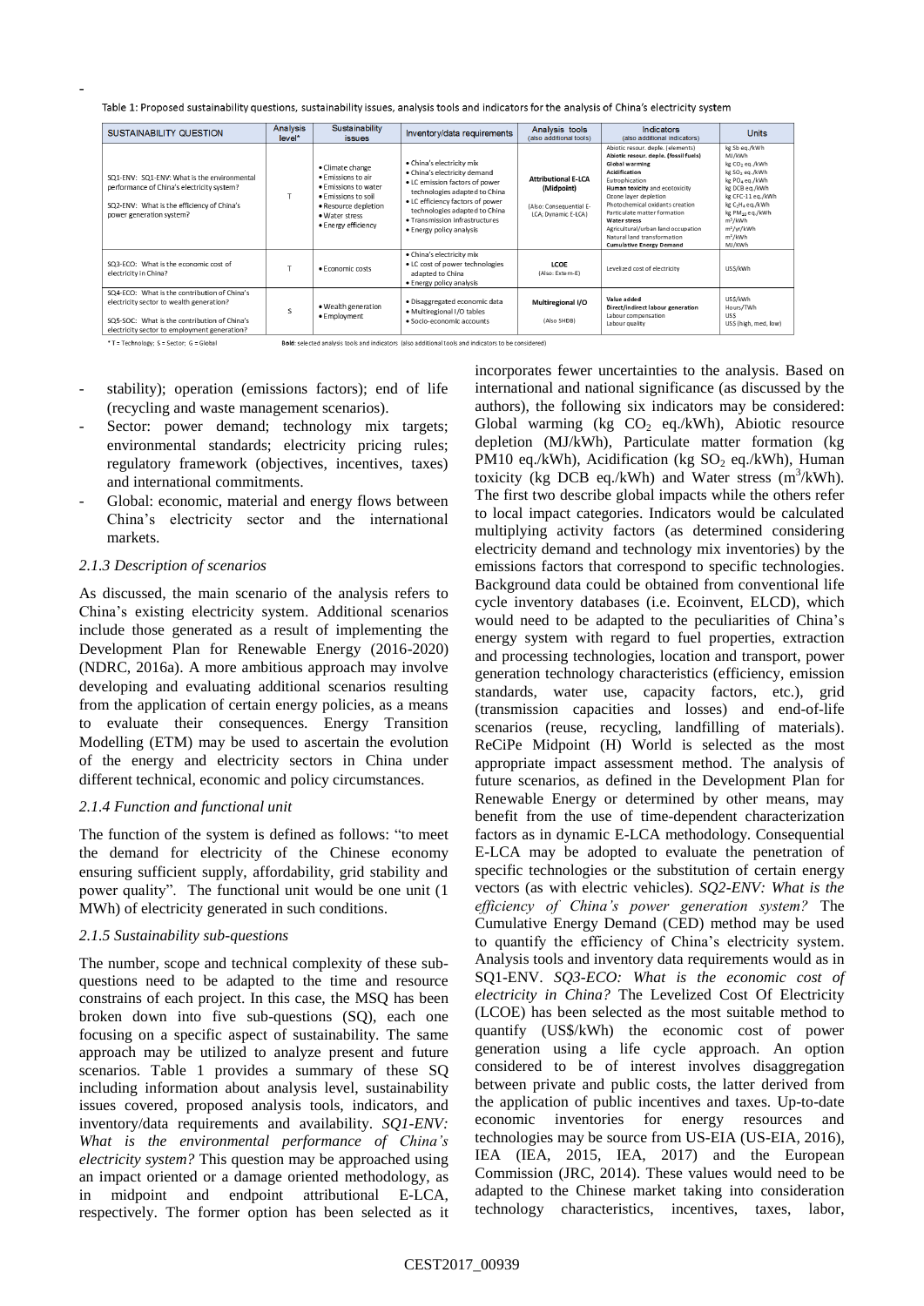Table 1: Proposed sustainability questions, sustainability issues, analysis tools and indicators for the analysis of China's electricity system

| SUSTAINABILITY QUESTION | Analysis level* | Sustainability issues | Inventory/data requirements | Analysis tools (also additional tools) | Indicators (also additional indicators) | Units |
|---|---|---|---|---|---|---|
| SQ1-ENV: SQ1-ENV: What is the environmental performance of China's electricity system? SQ2-ENV: What is the efficiency of China's power generation system? | T | • Climate change • Emissions to air • Emissions to water • Emissions to soil • Resource depletion • Water stress • Energy efficiency | • China's electricity mix • China's electricity demand • LC emission factors of power technologies adapted to China • LC efficiency factors of power technologies adapted to China • Transmission infrastructures • Energy policy analysis | **Attributional E-LCA (Midpoint)** (Also: Consequential E-LCA; Dynamic E-LCA) | Abiotic resour. deple. (elements) **Abiotic resour. deple. (fossil fuels)** **Global warming** **Acidification** Eutrophication **Human toxicity** and ecotoxicity Ozone layer depletion Photochemical oxidants creation Particulate matter formation **Water stress** Agricultural/urban land occupation Natural land transformation **Cumulative Energy Demand** | kg Sb eq./kWh MJ/kWh kg $CO_2$ eq./kWh kg $SO_2$ eq./kWh kg $PO_4$ eq./kWh kg DCB eq./kWh kg CFC-11 eq./kWh kg $C_2H_4$ eq./kWh kg $PM_{10}$ eq./kWh $m^3$/kWh $m^2$/yr/kWh $m^2$/kWh MJ/kWh |
| SQ3-ECO: What is the economic cost of electricity in China? | T | • Economic costs | • China's electricity mix • LC cost of power technologies adapted to China • Energy policy analysis | **LCOE** (Also: Extern-E) | Levelized cost of electricity | US$/kWh |
| SQ4-ECO: What is the contribution of China's electricity sector to wealth generation? SQ5-SOC: What is the contribution of China's electricity sector to employment generation? | S | • Wealth generation • Employment | • Disaggregated economic data • Multiregional I/O tables • Socio-economic accounts | **Multiregional I/O** (Also SHDB) | **Value added** **Direct/indirect labour generation** Labour compensation Labour quality | US$/kWh Hours/TWh US$ US$ (high, med, low) |

\* T = Technology; S = Sector; G = Global  **Bold**: selected analysis tools and indicators (also additional tools and indicators to be considered)

- stability); operation (emissions factors); end of life (recycling and waste management scenarios).
- Sector: power demand; technology mix targets; environmental standards; electricity pricing rules; regulatory framework (objectives, incentives, taxes) and international commitments.
- Global: economic, material and energy flows between China's electricity sector and the international markets.

### 2.1.3 Description of scenarios

As discussed, the main scenario of the analysis refers to China's existing electricity system. Additional scenarios include those generated as a result of implementing the Development Plan for Renewable Energy (2016-2020) (NDRC, 2016a). A more ambitious approach may involve developing and evaluating additional scenarios resulting from the application of certain energy policies, as a means to evaluate their consequences. Energy Transition Modelling (ETM) may be used to ascertain the evolution of the energy and electricity sectors in China under different technical, economic and policy circumstances.

### 2.1.4 Function and functional unit

The function of the system is defined as follows: "to meet the demand for electricity of the Chinese economy ensuring sufficient supply, affordability, grid stability and power quality". The functional unit would be one unit (1 MWh) of electricity generated in such conditions.

### 2.1.5 Sustainability sub-questions

The number, scope and technical complexity of these sub-questions need to be adapted to the time and resource constrains of each project. In this case, the MSQ has been broken down into five sub-questions (SQ), each one focusing on a specific aspect of sustainability. The same approach may be utilized to analyze present and future scenarios. Table 1 provides a summary of these SQ including information about analysis level, sustainability issues covered, proposed analysis tools, indicators, and inventory/data requirements and availability. *SQ1-ENV: What is the environmental performance of China's electricity system?* This question may be approached using an impact oriented or a damage oriented methodology, as in midpoint and endpoint attributional E-LCA, respectively. The former option has been selected as it incorporates fewer uncertainties to the analysis. Based on international and national significance (as discussed by the authors), the following six indicators may be considered: Global warming (kg $CO_2$ eq./kWh), Abiotic resource depletion (MJ/kWh), Particulate matter formation (kg PM10 eq./kWh), Acidification (kg $SO_2$ eq./kWh), Human toxicity (kg DCB eq./kWh) and Water stress ($m^3$/kWh). The first two describe global impacts while the others refer to local impact categories. Indicators would be calculated multiplying activity factors (as determined considering electricity demand and technology mix inventories) by the emissions factors that correspond to specific technologies. Background data could be obtained from conventional life cycle inventory databases (i.e. Ecoinvent, ELCD), which would need to be adapted to the peculiarities of China's energy system with regard to fuel properties, extraction and processing technologies, location and transport, power generation technology characteristics (efficiency, emission standards, water use, capacity factors, etc.), grid (transmission capacities and losses) and end-of-life scenarios (reuse, recycling, landfilling of materials). ReCiPe Midpoint (H) World is selected as the most appropriate impact assessment method. The analysis of future scenarios, as defined in the Development Plan for Renewable Energy or determined by other means, may benefit from the use of time-dependent characterization factors as in dynamic E-LCA methodology. Consequential E-LCA may be adopted to evaluate the penetration of specific technologies or the substitution of certain energy vectors (as with electric vehicles). *SQ2-ENV: What is the efficiency of China's power generation system?* The Cumulative Energy Demand (CED) method may be used to quantify the efficiency of China's electricity system. Analysis tools and inventory data requirements would as in SQ1-ENV. *SQ3-ECO: What is the economic cost of electricity in China?* The Levelized Cost Of Electricity (LCOE) has been selected as the most suitable method to quantify (US$/kWh) the economic cost of power generation using a life cycle approach. An option considered to be of interest involves disaggregation between private and public costs, the latter derived from the application of public incentives and taxes. Up-to-date economic inventories for energy resources and technologies may be source from US-EIA (US-EIA, 2016), IEA (IEA, 2015, IEA, 2017) and the European Commission (JRC, 2014). These values would need to be adapted to the Chinese market taking into consideration technology characteristics, incentives, taxes, labor,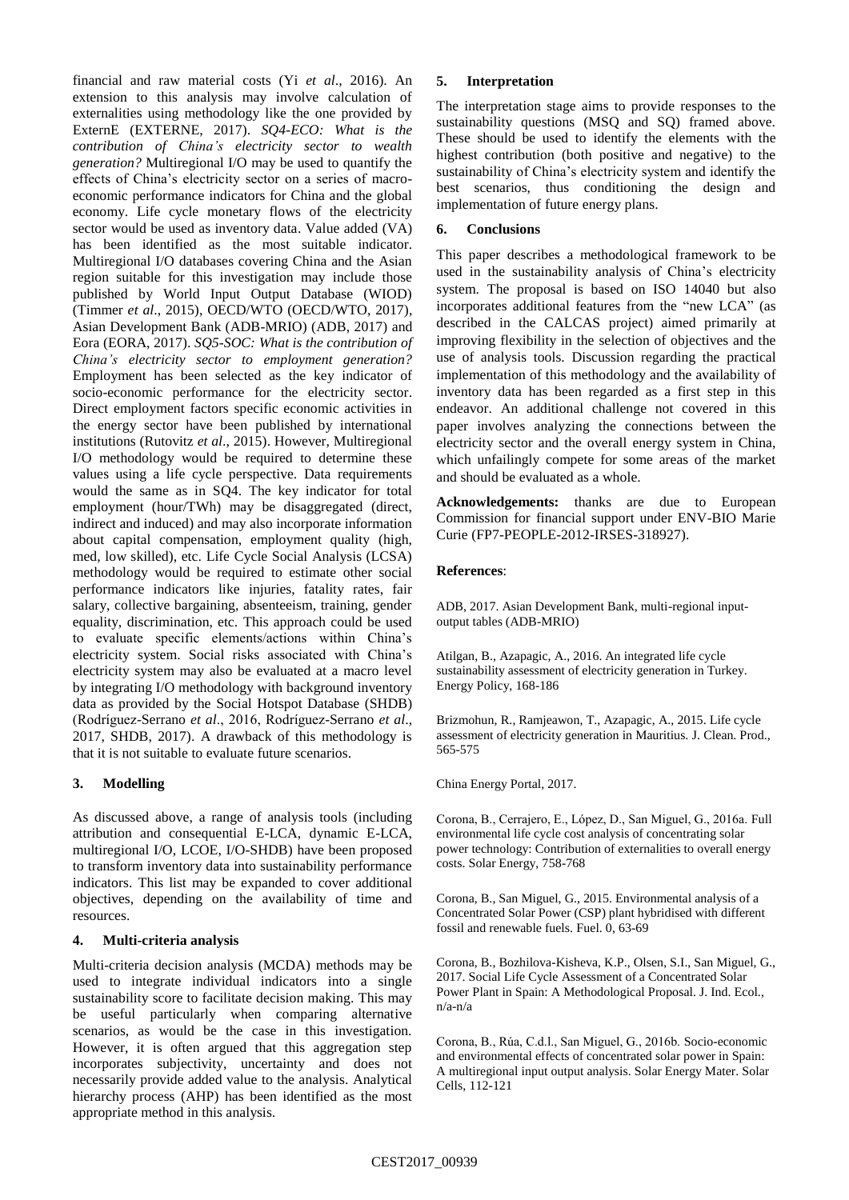financial and raw material costs (Yi *et al*., 2016). An extension to this analysis may involve calculation of externalities using methodology like the one provided by ExternE (EXTERNE, 2017). *SQ4-ECO: What is the contribution of China's electricity sector to wealth generation?* Multiregional I/O may be used to quantify the effects of China's electricity sector on a series of macro-economic performance indicators for China and the global economy. Life cycle monetary flows of the electricity sector would be used as inventory data. Value added (VA) has been identified as the most suitable indicator. Multiregional I/O databases covering China and the Asian region suitable for this investigation may include those published by World Input Output Database (WIOD) (Timmer *et al*., 2015), OECD/WTO (OECD/WTO, 2017), Asian Development Bank (ADB-MRIO) (ADB, 2017) and Eora (EORA, 2017). *SQ5-SOC: What is the contribution of China's electricity sector to employment generation?* Employment has been selected as the key indicator of socio-economic performance for the electricity sector. Direct employment factors specific economic activities in the energy sector have been published by international institutions (Rutovitz *et al*., 2015). However, Multiregional I/O methodology would be required to determine these values using a life cycle perspective. Data requirements would the same as in SQ4. The key indicator for total employment (hour/TWh) may be disaggregated (direct, indirect and induced) and may also incorporate information about capital compensation, employment quality (high, med, low skilled), etc. Life Cycle Social Analysis (LCSA) methodology would be required to estimate other social performance indicators like injuries, fatality rates, fair salary, collective bargaining, absenteeism, training, gender equality, discrimination, etc. This approach could be used to evaluate specific elements/actions within China's electricity system. Social risks associated with China's electricity system may also be evaluated at a macro level by integrating I/O methodology with background inventory data as provided by the Social Hotspot Database (SHDB) (Rodríguez-Serrano *et al*., 2016, Rodríguez-Serrano *et al*., 2017, SHDB, 2017). A drawback of this methodology is that it is not suitable to evaluate future scenarios.

## 3. Modelling

As discussed above, a range of analysis tools (including attribution and consequential E-LCA, dynamic E-LCA, multiregional I/O, LCOE, I/O-SHDB) have been proposed to transform inventory data into sustainability performance indicators. This list may be expanded to cover additional objectives, depending on the availability of time and resources.

## 4. Multi-criteria analysis

Multi-criteria decision analysis (MCDA) methods may be used to integrate individual indicators into a single sustainability score to facilitate decision making. This may be useful particularly when comparing alternative scenarios, as would be the case in this investigation. However, it is often argued that this aggregation step incorporates subjectivity, uncertainty and does not necessarily provide added value to the analysis. Analytical hierarchy process (AHP) has been identified as the most appropriate method in this analysis.

## 5. Interpretation

The interpretation stage aims to provide responses to the sustainability questions (MSQ and SQ) framed above. These should be used to identify the elements with the highest contribution (both positive and negative) to the sustainability of China's electricity system and identify the best scenarios, thus conditioning the design and implementation of future energy plans.

## 6. Conclusions

This paper describes a methodological framework to be used in the sustainability analysis of China's electricity system. The proposal is based on ISO 14040 but also incorporates additional features from the "new LCA" (as described in the CALCAS project) aimed primarily at improving flexibility in the selection of objectives and the use of analysis tools. Discussion regarding the practical implementation of this methodology and the availability of inventory data has been regarded as a first step in this endeavor. An additional challenge not covered in this paper involves analyzing the connections between the electricity sector and the overall energy system in China, which unfailingly compete for some areas of the market and should be evaluated as a whole.

**Acknowledgements:** thanks are due to European Commission for financial support under ENV-BIO Marie Curie (FP7-PEOPLE-2012-IRSES-318927).

**References**:

ADB, 2017. Asian Development Bank, multi-regional input-output tables (ADB-MRIO)

Atilgan, B., Azapagic, A., 2016. An integrated life cycle sustainability assessment of electricity generation in Turkey. Energy Policy, 168-186

Brizmohun, R., Ramjeawon, T., Azapagic, A., 2015. Life cycle assessment of electricity generation in Mauritius. J. Clean. Prod., 565-575

China Energy Portal, 2017.

Corona, B., Cerrajero, E., López, D., San Miguel, G., 2016a. Full environmental life cycle cost analysis of concentrating solar power technology: Contribution of externalities to overall energy costs. Solar Energy, 758-768

Corona, B., San Miguel, G., 2015. Environmental analysis of a Concentrated Solar Power (CSP) plant hybridised with different fossil and renewable fuels. Fuel. 0, 63-69

Corona, B., Bozhilova-Kisheva, K.P., Olsen, S.I., San Miguel, G., 2017. Social Life Cycle Assessment of a Concentrated Solar Power Plant in Spain: A Methodological Proposal. J. Ind. Ecol., n/a-n/a

Corona, B., Rúa, C.d.l., San Miguel, G., 2016b. Socio-economic and environmental effects of concentrated solar power in Spain: A multiregional input output analysis. Solar Energy Mater. Solar Cells, 112-121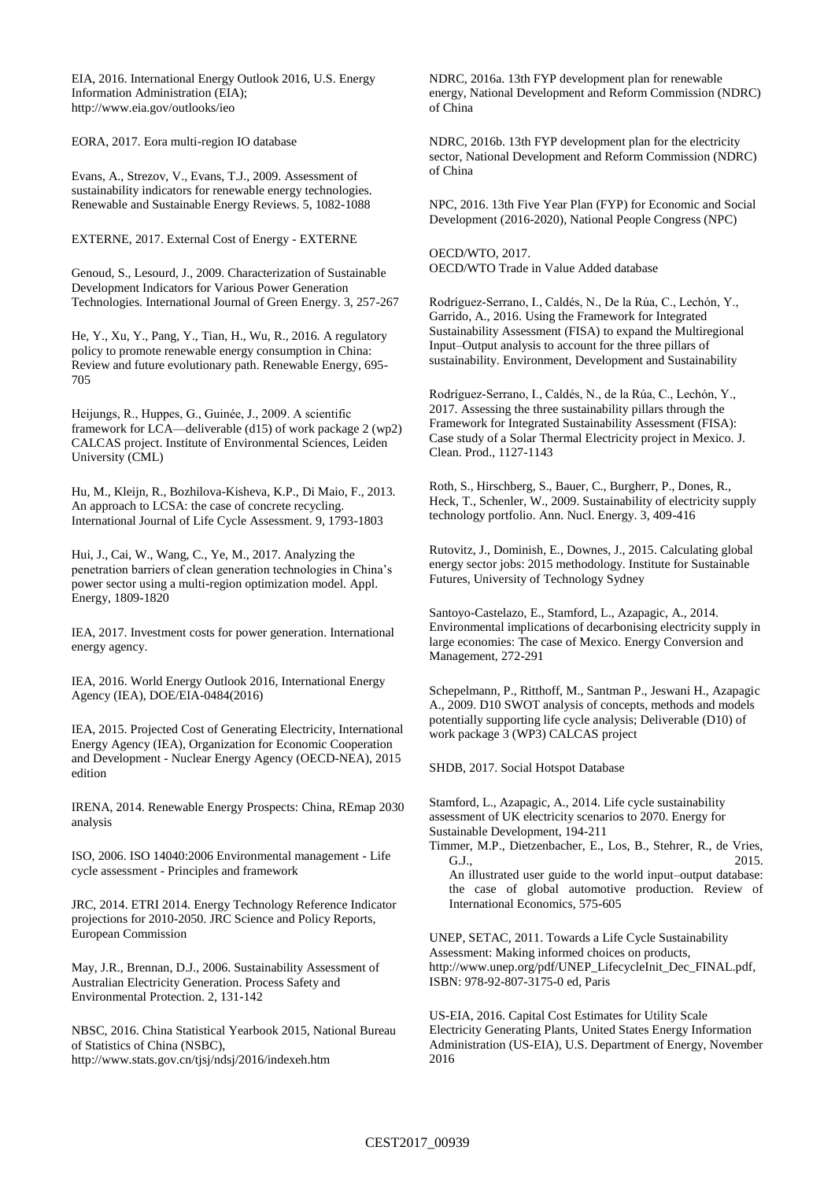EIA, 2016. International Energy Outlook 2016, U.S. Energy Information Administration (EIA); http://www.eia.gov/outlooks/ieo

EORA, 2017. Eora multi-region IO database

Evans, A., Strezov, V., Evans, T.J., 2009. Assessment of sustainability indicators for renewable energy technologies. Renewable and Sustainable Energy Reviews. 5, 1082-1088

EXTERNE, 2017. External Cost of Energy - EXTERNE

Genoud, S., Lesourd, J., 2009. Characterization of Sustainable Development Indicators for Various Power Generation Technologies. International Journal of Green Energy. 3, 257-267

He, Y., Xu, Y., Pang, Y., Tian, H., Wu, R., 2016. A regulatory policy to promote renewable energy consumption in China: Review and future evolutionary path. Renewable Energy, 695-705

Heijungs, R., Huppes, G., Guinée, J., 2009. A scientific framework for LCA—deliverable (d15) of work package 2 (wp2) CALCAS project. Institute of Environmental Sciences, Leiden University (CML)

Hu, M., Kleijn, R., Bozhilova-Kisheva, K.P., Di Maio, F., 2013. An approach to LCSA: the case of concrete recycling. International Journal of Life Cycle Assessment. 9, 1793-1803

Hui, J., Cai, W., Wang, C., Ye, M., 2017. Analyzing the penetration barriers of clean generation technologies in China's power sector using a multi-region optimization model. Appl. Energy, 1809-1820

IEA, 2017. Investment costs for power generation. International energy agency.

IEA, 2016. World Energy Outlook 2016, International Energy Agency (IEA), DOE/EIA-0484(2016)

IEA, 2015. Projected Cost of Generating Electricity, International Energy Agency (IEA), Organization for Economic Cooperation and Development - Nuclear Energy Agency (OECD-NEA), 2015 edition

IRENA, 2014. Renewable Energy Prospects: China, REmap 2030 analysis

ISO, 2006. ISO 14040:2006 Environmental management - Life cycle assessment - Principles and framework

JRC, 2014. ETRI 2014. Energy Technology Reference Indicator projections for 2010-2050. JRC Science and Policy Reports, European Commission

May, J.R., Brennan, D.J., 2006. Sustainability Assessment of Australian Electricity Generation. Process Safety and Environmental Protection. 2, 131-142

NBSC, 2016. China Statistical Yearbook 2015, National Bureau of Statistics of China (NSBC), http://www.stats.gov.cn/tjsj/ndsj/2016/indexeh.htm

NDRC, 2016a. 13th FYP development plan for renewable energy, National Development and Reform Commission (NDRC) of China

NDRC, 2016b. 13th FYP development plan for the electricity sector, National Development and Reform Commission (NDRC) of China

NPC, 2016. 13th Five Year Plan (FYP) for Economic and Social Development (2016-2020), National People Congress (NPC)

OECD/WTO, 2017. OECD/WTO Trade in Value Added database

Rodríguez-Serrano, I., Caldés, N., De la Rúa, C., Lechón, Y., Garrido, A., 2016. Using the Framework for Integrated Sustainability Assessment (FISA) to expand the Multiregional Input–Output analysis to account for the three pillars of sustainability. Environment, Development and Sustainability

Rodríguez-Serrano, I., Caldés, N., de la Rúa, C., Lechón, Y., 2017. Assessing the three sustainability pillars through the Framework for Integrated Sustainability Assessment (FISA): Case study of a Solar Thermal Electricity project in Mexico. J. Clean. Prod., 1127-1143

Roth, S., Hirschberg, S., Bauer, C., Burgherr, P., Dones, R., Heck, T., Schenler, W., 2009. Sustainability of electricity supply technology portfolio. Ann. Nucl. Energy. 3, 409-416

Rutovitz, J., Dominish, E., Downes, J., 2015. Calculating global energy sector jobs: 2015 methodology. Institute for Sustainable Futures, University of Technology Sydney

Santoyo-Castelazo, E., Stamford, L., Azapagic, A., 2014. Environmental implications of decarbonising electricity supply in large economies: The case of Mexico. Energy Conversion and Management, 272-291

Schepelmann, P., Ritthoff, M., Santman P., Jeswani H., Azapagic A., 2009. D10 SWOT analysis of concepts, methods and models potentially supporting life cycle analysis; Deliverable (D10) of work package 3 (WP3) CALCAS project

SHDB, 2017. Social Hotspot Database

Stamford, L., Azapagic, A., 2014. Life cycle sustainability assessment of UK electricity scenarios to 2070. Energy for Sustainable Development, 194-211

Timmer, M.P., Dietzenbacher, E., Los, B., Stehrer, R., de Vries, G.J., 2015. An illustrated user guide to the world input–output database: the case of global automotive production. Review of International Economics, 575-605

UNEP, SETAC, 2011. Towards a Life Cycle Sustainability Assessment: Making informed choices on products, http://www.unep.org/pdf/UNEP_LifecycleInit_Dec_FINAL.pdf, ISBN: 978-92-807-3175-0 ed, Paris

US-EIA, 2016. Capital Cost Estimates for Utility Scale Electricity Generating Plants, United States Energy Information Administration (US-EIA), U.S. Department of Energy, November 2016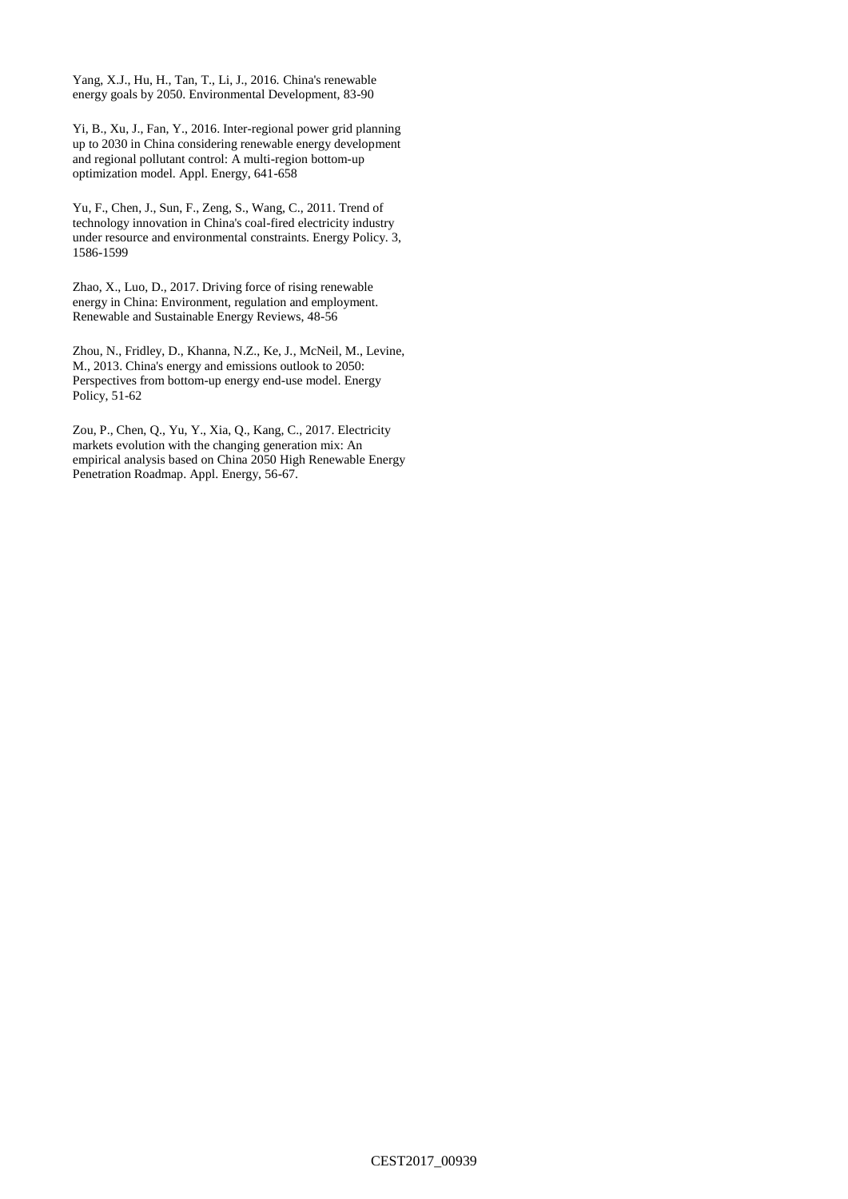Yang, X.J., Hu, H., Tan, T., Li, J., 2016. China's renewable energy goals by 2050. Environmental Development, 83-90

Yi, B., Xu, J., Fan, Y., 2016. Inter-regional power grid planning up to 2030 in China considering renewable energy development and regional pollutant control: A multi-region bottom-up optimization model. Appl. Energy, 641-658

Yu, F., Chen, J., Sun, F., Zeng, S., Wang, C., 2011. Trend of technology innovation in China's coal-fired electricity industry under resource and environmental constraints. Energy Policy. 3, 1586-1599

Zhao, X., Luo, D., 2017. Driving force of rising renewable energy in China: Environment, regulation and employment. Renewable and Sustainable Energy Reviews, 48-56

Zhou, N., Fridley, D., Khanna, N.Z., Ke, J., McNeil, M., Levine, M., 2013. China's energy and emissions outlook to 2050: Perspectives from bottom-up energy end-use model. Energy Policy, 51-62

Zou, P., Chen, Q., Yu, Y., Xia, Q., Kang, C., 2017. Electricity markets evolution with the changing generation mix: An empirical analysis based on China 2050 High Renewable Energy Penetration Roadmap. Appl. Energy, 56-67.